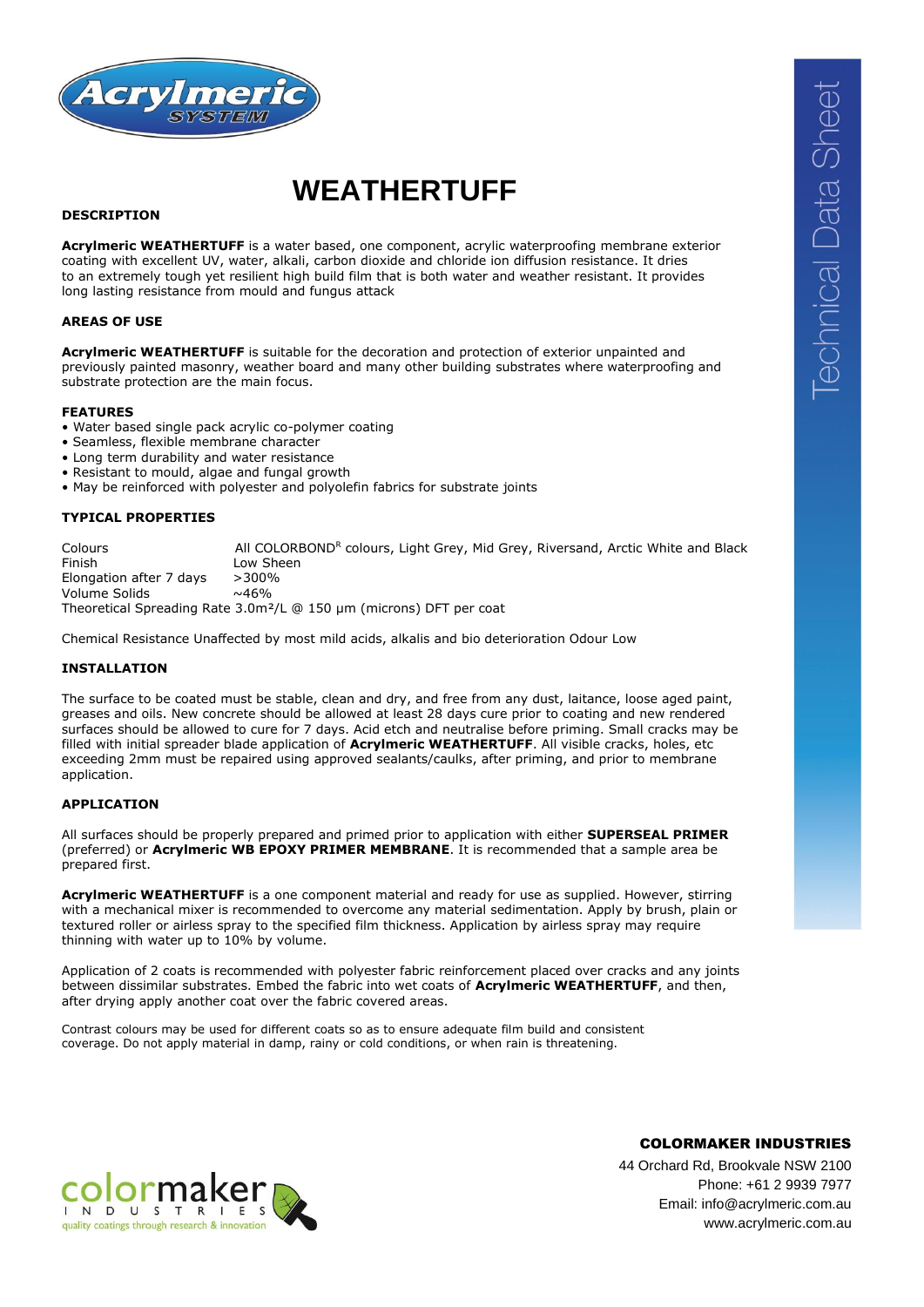# WEATHERTUFF

## DESCRIPTION

**Acrylmeric WEATHERTUFF** is a water based, one component, acrylic waterproofing membrane exterior coating with excellent UV, water, alkali, carbon dioxide and chloride ion diffusion resistance. It dries to an extremely tough yet resilient high build film that is both water and weather resistant. It provides long lasting resistance from mould and fungus attack

## AREAS OF USE

**Acrylmeric WEATHERTUFF** is suitable for the decoration and protection of exterior unpainted and previously painted masonry, weather board and many other building substrates where waterproofing and substrate protection are the main focus.

## FEATURES

- Water based single pack acrylic co-polymer coating
- Seamless, flexible membrane character
- Long term durability and water resistance
- Resistant to mould, algae and fungal growth
- May be reinforced with polyester and polyolefin fabrics for substrate joints

## TYPICAL PROPERTIES

| | |
|---|---|
| Colours | All COLORBOND[R] colours, Light Grey, Mid Grey, Riversand, Arctic White and Black |
| Finish | Low Sheen |
| Elongation after 7 days | >300% |
| Volume Solids | ~46% |

Theoretical Spreading Rate 3.0m²/L @ 150 µm (microns) DFT per coat

Chemical Resistance Unaffected by most mild acids, alkalis and bio deterioration Odour Low

## INSTALLATION

The surface to be coated must be stable, clean and dry, and free from any dust, laitance, loose aged paint, greases and oils. New concrete should be allowed at least 28 days cure prior to coating and new rendered surfaces should be allowed to cure for 7 days. Acid etch and neutralise before priming. Small cracks may be filled with initial spreader blade application of **Acrylmeric WEATHERTUFF**. All visible cracks, holes, etc exceeding 2mm must be repaired using approved sealants/caulks, after priming, and prior to membrane application.

## APPLICATION

All surfaces should be properly prepared and primed prior to application with either **SUPERSEAL PRIMER** (preferred) or **Acrylmeric WB EPOXY PRIMER MEMBRANE**. It is recommended that a sample area be prepared first.

**Acrylmeric WEATHERTUFF** is a one component material and ready for use as supplied. However, stirring with a mechanical mixer is recommended to overcome any material sedimentation. Apply by brush, plain or textured roller or airless spray to the specified film thickness. Application by airless spray may require thinning with water up to 10% by volume.

Application of 2 coats is recommended with polyester fabric reinforcement placed over cracks and any joints between dissimilar substrates. Embed the fabric into wet coats of **Acrylmeric WEATHERTUFF**, and then, after drying apply another coat over the fabric covered areas.

Contrast colours may be used for different coats so as to ensure adequate film build and consistent coverage. Do not apply material in damp, rainy or cold conditions, or when rain is threatening.

**COLORMAKER INDUSTRIES**
44 Orchard Rd, Brookvale NSW 2100
Phone: +61 2 9939 7977
Email: info@acrylmeric.com.au
www.acrylmeric.com.au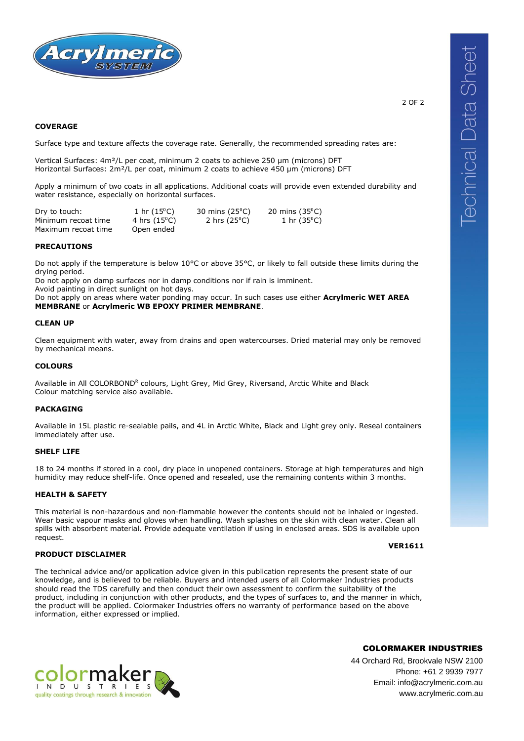## COVERAGE

Surface type and texture affects the coverage rate. Generally, the recommended spreading rates are:

Vertical Surfaces: 4m²/L per coat, minimum 2 coats to achieve 250 µm (microns) DFT
Horizontal Surfaces: 2m²/L per coat, minimum 2 coats to achieve 450 µm (microns) DFT

Apply a minimum of two coats in all applications. Additional coats will provide even extended durability and water resistance, especially on horizontal surfaces.

| | | | |
|---|---|---|---|
| Dry to touch: | 1 hr (15⁰C) | 30 mins (25⁰C) | 20 mins (35⁰C) |
| Minimum recoat time | 4 hrs (15⁰C) | 2 hrs (25⁰C) | 1 hr (35⁰C) |
| Maximum recoat time | Open ended | | |

## PRECAUTIONS

Do not apply if the temperature is below 10°C or above 35°C, or likely to fall outside these limits during the drying period.
Do not apply on damp surfaces nor in damp conditions nor if rain is imminent.
Avoid painting in direct sunlight on hot days.
Do not apply on areas where water ponding may occur. In such cases use either **Acrylmeric WET AREA MEMBRANE** or **Acrylmeric WB EPOXY PRIMER MEMBRANE**.

## CLEAN UP

Clean equipment with water, away from drains and open watercourses. Dried material may only be removed by mechanical means.

## COLOURS

Available in All COLORBOND[R] colours, Light Grey, Mid Grey, Riversand, Arctic White and Black
Colour matching service also available.

## PACKAGING

Available in 15L plastic re-sealable pails, and 4L in Arctic White, Black and Light grey only. Reseal containers immediately after use.

## SHELF LIFE

18 to 24 months if stored in a cool, dry place in unopened containers. Storage at high temperatures and high humidity may reduce shelf-life. Once opened and resealed, use the remaining contents within 3 months.

## HEALTH & SAFETY

This material is non-hazardous and non-flammable however the contents should not be inhaled or ingested. Wear basic vapour masks and gloves when handling. Wash splashes on the skin with clean water. Clean all spills with absorbent material. Provide adequate ventilation if using in enclosed areas. SDS is available upon request.

**VER1611**

## PRODUCT DISCLAIMER

The technical advice and/or application advice given in this publication represents the present state of our knowledge, and is believed to be reliable. Buyers and intended users of all Colormaker Industries products should read the TDS carefully and then conduct their own assessment to confirm the suitability of the product, including in conjunction with other products, and the types of surfaces to, and the manner in which, the product will be applied. Colormaker Industries offers no warranty of performance based on the above information, either expressed or implied.

**COLORMAKER INDUSTRIES**
44 Orchard Rd, Brookvale NSW 2100
Phone: +61 2 9939 7977
Email: info@acrylmeric.com.au
www.acrylmeric.com.au